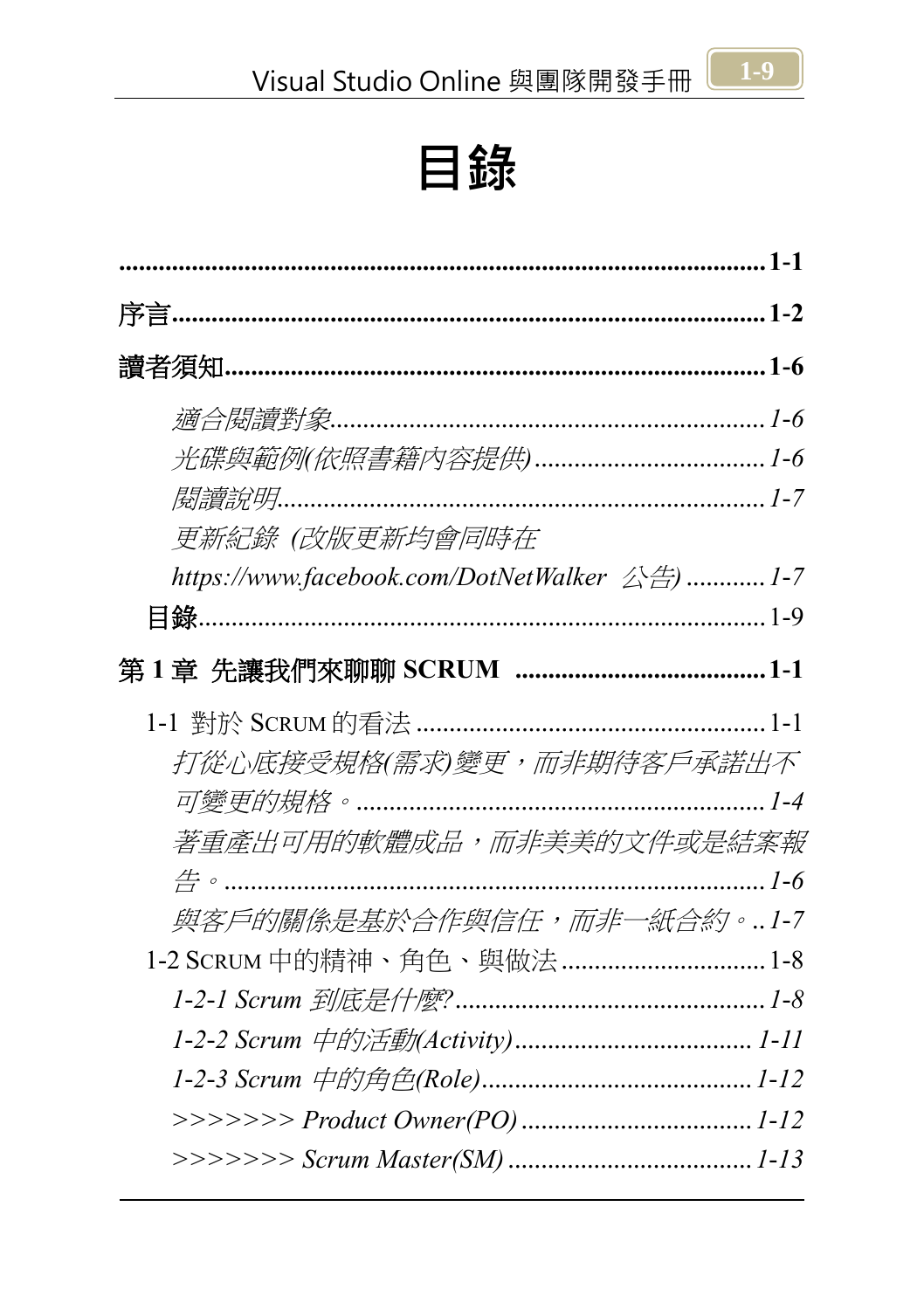# 目錄

**........................................................................................ 1-1**

**序言........................................................................................ 1-2**

**讀者須知................................................................................ 1-6**

*適合閱讀對象........................................................................ 1-6*

*光碟與範例(依照書籍內容提供).......................................... 1-6*

*閱讀說明................................................................................ 1-7*

*更新紀錄 (改版更新均會同時在 https://www.facebook.com/DotNetWalker 公告) ............ 1-7*

目錄........................................................................................ 1-9

**第 1 章 先讓我們來聊聊 SCRUM ....................................... 1-1**

1-1 對於 SCRUM 的看法 ....................................................... 1-1

*打從心底接受規格(需求)變更，而非期待客戶承諾出不可變更的規格。.......................................................... 1-4*

*著重產出可用的軟體成品，而非美美的文件或是結案報告。...................................................................... 1-6*

*與客戶的關係是基於合作與信任，而非一紙合約。.. 1-7*

1-2 SCRUM 中的精神、角色、與做法 .................................. 1-8

*1-2-1 Scrum 到底是什麼?.................................................. 1-8*

*1-2-2 Scrum 中的活動(Activity).................................... 1-11*

*1-2-3 Scrum 中的角色(Role)......................................... 1-12*

*>>>>>>> Product Owner(PO) .................................... 1-12*

*>>>>>>> Scrum Master(SM) ..................................... 1-13*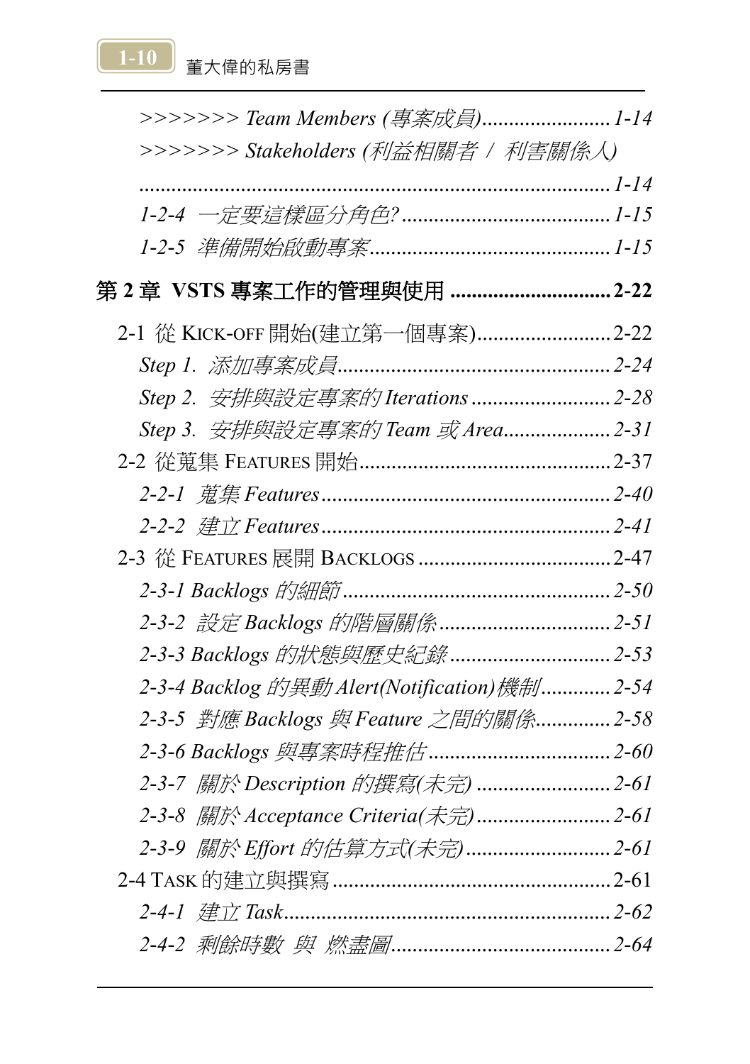*>>>>>>> Team Members (專案成員)........................ 1-14*

*>>>>>>> Stakeholders (利益相關者 / 利害關係人) ........................................................................... 1-14*

*1-2-4 一定要這樣區分角色? ....................................... 1-15*

*1-2-5 準備開始啟動專案............................................ 1-15*

## 第 2 章 VSTS 專案工作的管理與使用 ............................ 2-22

2-1 從 KICK-OFF 開始(建立第一個專案)......................... 2-22

*Step 1. 添加專案成員................................................. 2-24*

*Step 2. 安排與設定專案的 Iterations .......................... 2-28*

*Step 3. 安排與設定專案的 Team 或 Area.................... 2-31*

2-2 從蒐集 FEATURES 開始............................................... 2-37

*2-2-1 蒐集 Features ...................................................... 2-40*

*2-2-2 建立 Features ...................................................... 2-41*

2-3 從 FEATURES 展開 BACKLOGS .................................... 2-47

*2-3-1 Backlogs 的細節 .................................................. 2-50*

*2-3-2 設定 Backlogs 的階層關係 ................................ 2-51*

*2-3-3 Backlogs 的狀態與歷史紀錄............................. 2-53*

*2-3-4 Backlog 的異動 Alert(Notification)機制............ 2-54*

*2-3-5 對應 Backlogs 與 Feature 之間的關係............. 2-58*

*2-3-6 Backlogs 與專案時程推估 .................................. 2-60*

*2-3-7 關於 Description 的撰寫(未完) ........................ 2-61*

*2-3-8 關於 Acceptance Criteria(未完) ........................ 2-61*

*2-3-9 關於 Effort 的估算方式(未完) .......................... 2-61*

2-4 TASK 的建立與撰寫 .................................................... 2-61

*2-4-1 建立 Task............................................................. 2-62*

*2-4-2 剩餘時數 與 燃盡圖........................................ 2-64*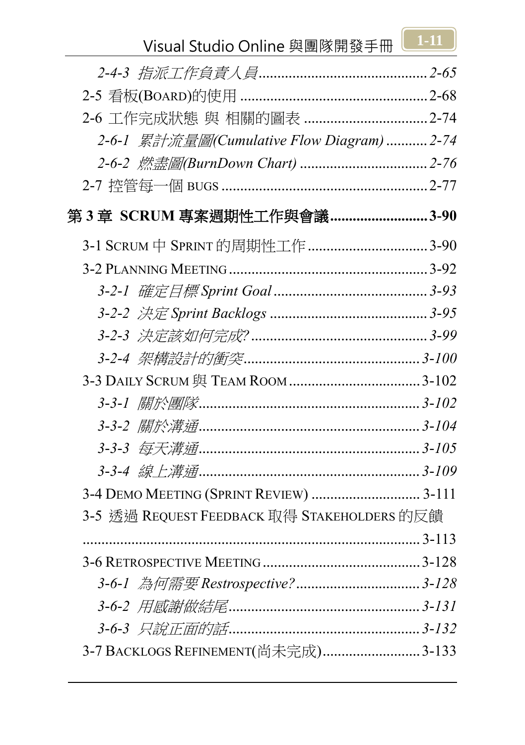*2-4-3 指派工作負責人員............................................2-65*

2-5 看板(BOARD)的使用 ...................................................2-68

2-6 工作完成狀態 與 相關的圖表 .................................2-74

*2-6-1 累計流量圖(Cumulative Flow Diagram) ...........2-74*

*2-6-2 燃盡圖(BurnDown Chart) ..................................2-76*

2-7 控管每一個 BUGS ........................................................2-77

**第 3 章 SCRUM 專案週期性工作與會議..........................3-90**

3-1 SCRUM 中 SPRINT 的周期性工作................................3-90

3-2 PLANNING MEETING.....................................................3-92

*3-2-1 確定目標 Sprint Goal.........................................3-93*

*3-2-2 決定 Sprint Backlogs .........................................3-95*

*3-2-3 決定該如何完成?..............................................3-99*

*3-2-4 架構設計的衝突...............................................3-100*

3-3 DAILY SCRUM 與 TEAM ROOM....................................3-102

*3-3-1 關於團隊...........................................................3-102*

*3-3-2 關於溝通...........................................................3-104*

*3-3-3 每天溝通...........................................................3-105*

*3-3-4 線上溝通...........................................................3-109*

3-4 DEMO MEETING (SPRINT REVIEW) ............................ 3-111

3-5 透過 REQUEST FEEDBACK 取得 STAKEHOLDERS 的反饋 ..........................................................................................3-113

3-6 RETROSPECTIVE MEETING..........................................3-128

*3-6-1 為何需要 Restrospective?.................................3-128*

*3-6-2 用感謝做結尾...................................................3-131*

*3-6-3 只說正面的話...................................................3-132*

3-7 BACKLOGS REFINEMENT(尚未完成)..........................3-133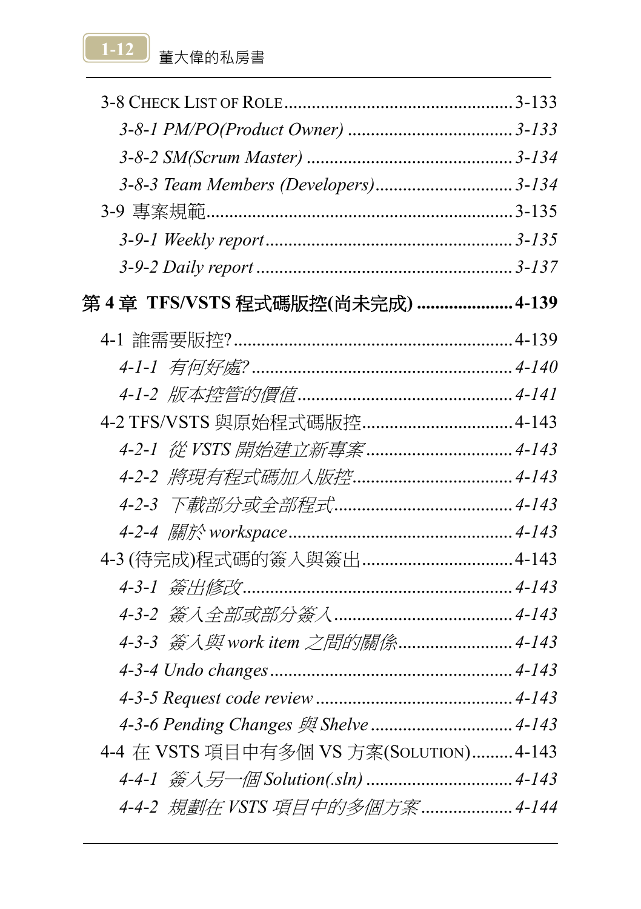3-8 CHECK LIST OF ROLE....................................................3-133

*3-8-1 PM/PO(Product Owner)* ....................................*3-133*

*3-8-2 SM(Scrum Master)* .............................................*3-134*

*3-8-3 Team Members (Developers)*...............................*3-134*

3-9 專案規範.......................................................................3-135

*3-9-1 Weekly report*......................................................*3-135*

*3-9-2 Daily report* ........................................................*3-137*

## 第 4 章 TFS/VSTS 程式碼版控(尚未完成) ...................... 4-139

4-1 誰需要版控?..............................................................4-139

*4-1-1 有何好處?* .........................................................*4-140*

*4-1-2 版本控管的價值*...............................................*4-141*

4-2 TFS/VSTS 與原始程式碼版控.................................4-143

*4-2-1 從 VSTS 開始建立新專案*................................*4-143*

*4-2-2 將現有程式碼加入版控*...................................*4-143*

*4-2-3 下載部分或全部程式*.......................................*4-143*

*4-2-4 關於 workspace*.................................................*4-143*

4-3 (待完成)程式碼的簽入與簽出.................................4-143

*4-3-1 簽出修改*.........................................................*4-143*

*4-3-2 簽入全部或部分簽入*.......................................*4-143*

*4-3-3 簽入與 work item 之間的關係*.........................*4-143*

*4-3-4 Undo changes*.....................................................*4-143*

*4-3-5 Request code review* ............................................*4-143*

*4-3-6 Pending Changes 與 Shelve* ...............................*4-143*

4-4 在 VSTS 項目中有多個 VS 方案(SOLUTION).........4-143

*4-4-1 簽入另一個 Solution(.sln)* .................................*4-143*

*4-4-2 規劃在 VSTS 項目中的多個方案*....................*4-144*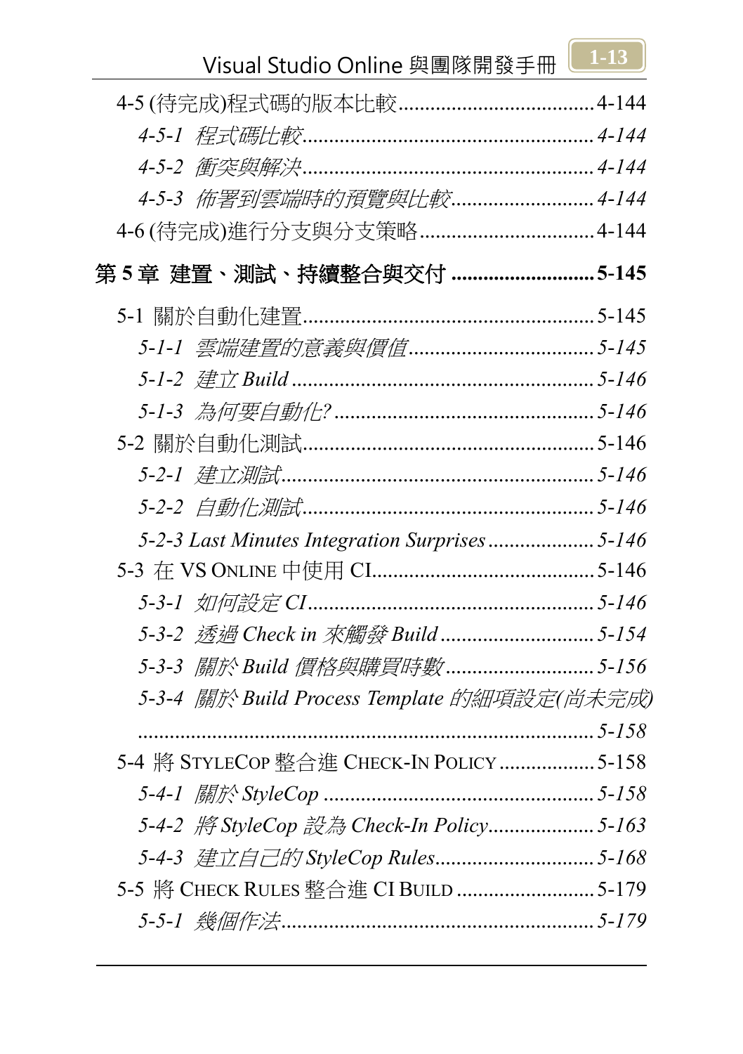4-5 (待完成)程式碼的版本比較 .................................... 4-144

*4-5-1 程式碼比較 ........................................................ 4-144*

*4-5-2 衝突與解決 ........................................................ 4-144*

*4-5-3 佈署到雲端時的預覽與比較 ........................... 4-144*

4-6 (待完成)進行分支與分支策略 ................................ 4-144

**第 5 章 建置、測試、持續整合與交付 ........................... 5-145**

5-1 關於自動化建置 ........................................................ 5-145

*5-1-1 雲端建置的意義與價值 ................................... 5-145*

*5-1-2 建立 Build ........................................................ 5-146*

*5-1-3 為何要自動化? ................................................ 5-146*

5-2 關於自動化測試 ........................................................ 5-146

*5-2-1 建立測試 .......................................................... 5-146*

*5-2-2 自動化測試 ...................................................... 5-146*

*5-2-3 Last Minutes Integration Surprises .................... 5-146*

5-3 在 VS ONLINE 中使用 CI ........................................ 5-146

*5-3-1 如何設定 CI ...................................................... 5-146*

*5-3-2 透過 Check in 來觸發 Build ............................. 5-154*

*5-3-3 關於 Build 價格與購買時數 ............................ 5-156*

*5-3-4 關於 Build Process Template 的細項設定(尚未完成) ........................................................................ 5-158*

5-4 將 STYLECOP 整合進 CHECK-IN POLICY .................. 5-158

*5-4-1 關於 StyleCop .................................................. 5-158*

*5-4-2 將 StyleCop 設為 Check-In Policy .................... 5-163*

*5-4-3 建立自己的 StyleCop Rules .............................. 5-168*

5-5 將 CHECK RULES 整合進 CI BUILD .......................... 5-179

*5-5-1 幾個作法 .......................................................... 5-179*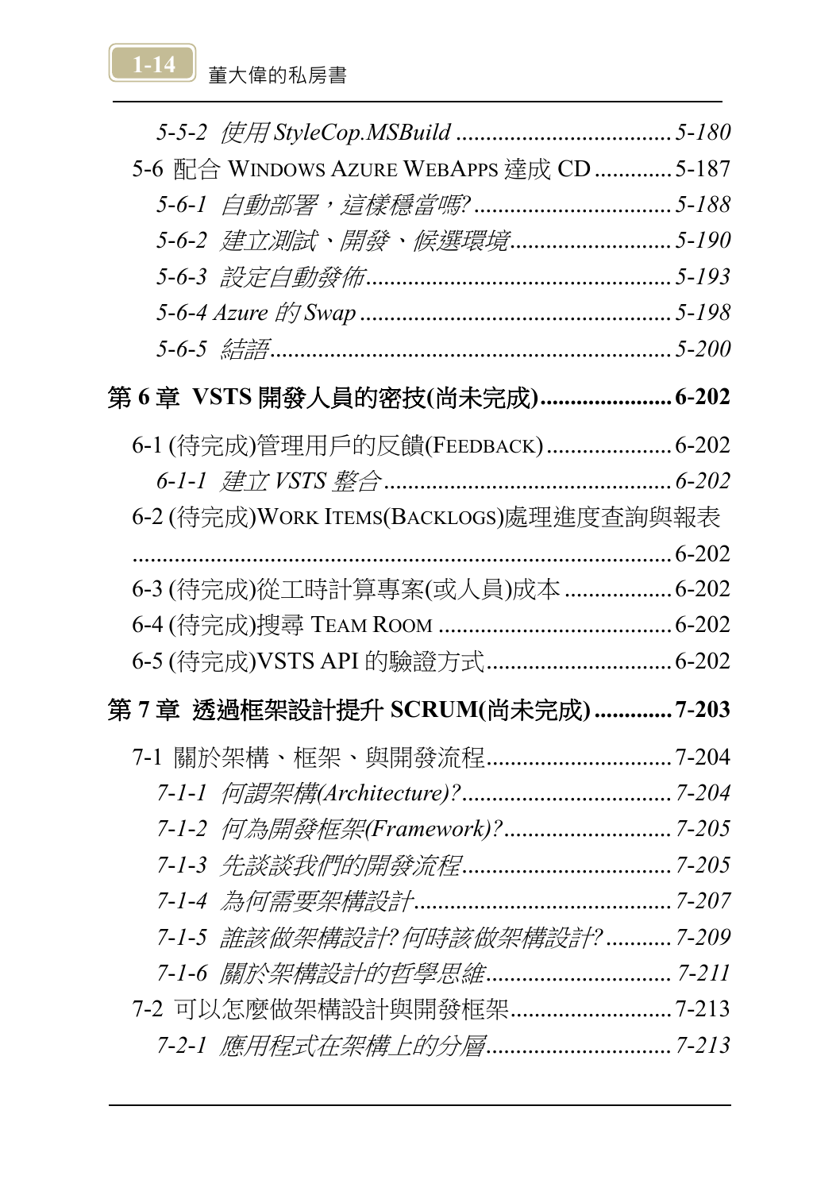*5-5-2 使用 StyleCop.MSBuild .................................... 5-180*

5-6 配合 WINDOWS AZURE WEBAPPS 達成 CD ............. 5-187

*5-6-1 自動部署，這樣穩當嗎? ................................ 5-188*

*5-6-2 建立測試、開發、候選環境........................... 5-190*

*5-6-3 設定自動發佈................................................. 5-193*

*5-6-4 Azure 的 Swap .................................................. 5-198*

*5-6-5 結語................................................................. 5-200*

**第 6 章 VSTS 開發人員的密技(尚未完成)...................... 6-202**

6-1 (待完成)管理用戶的反饋(FEEDBACK) ..................... 6-202

*6-1-1 建立 VSTS 整合 ............................................... 6-202*

6-2 (待完成)WORK ITEMS(BACKLOGS)處理進度查詢與報表 ........................................................................ 6-202

6-3 (待完成)從工時計算專案(或人員)成本 .................. 6-202

6-4 (待完成)搜尋 TEAM ROOM ....................................... 6-202

6-5 (待完成)VSTS API 的驗證方式................................ 6-202

**第 7 章 透過框架設計提升 SCRUM(尚未完成) ............. 7-203**

7-1 關於架構、框架、與開發流程................................ 7-204

*7-1-1 何謂架構(Architecture)?.................................. 7-204*

*7-1-2 何為開發框架(Framework)?............................ 7-205*

*7-1-3 先談談我們的開發流程.................................. 7-205*

*7-1-4 為何需要架構設計.......................................... 7-207*

*7-1-5 誰該做架構設計? 何時該做架構設計? ........... 7-209*

*7-1-6 關於架構設計的哲學思維............................... 7-211*

7-2 可以怎麼做架構設計與開發框架........................... 7-213

*7-2-1 應用程式在架構上的分層............................... 7-213*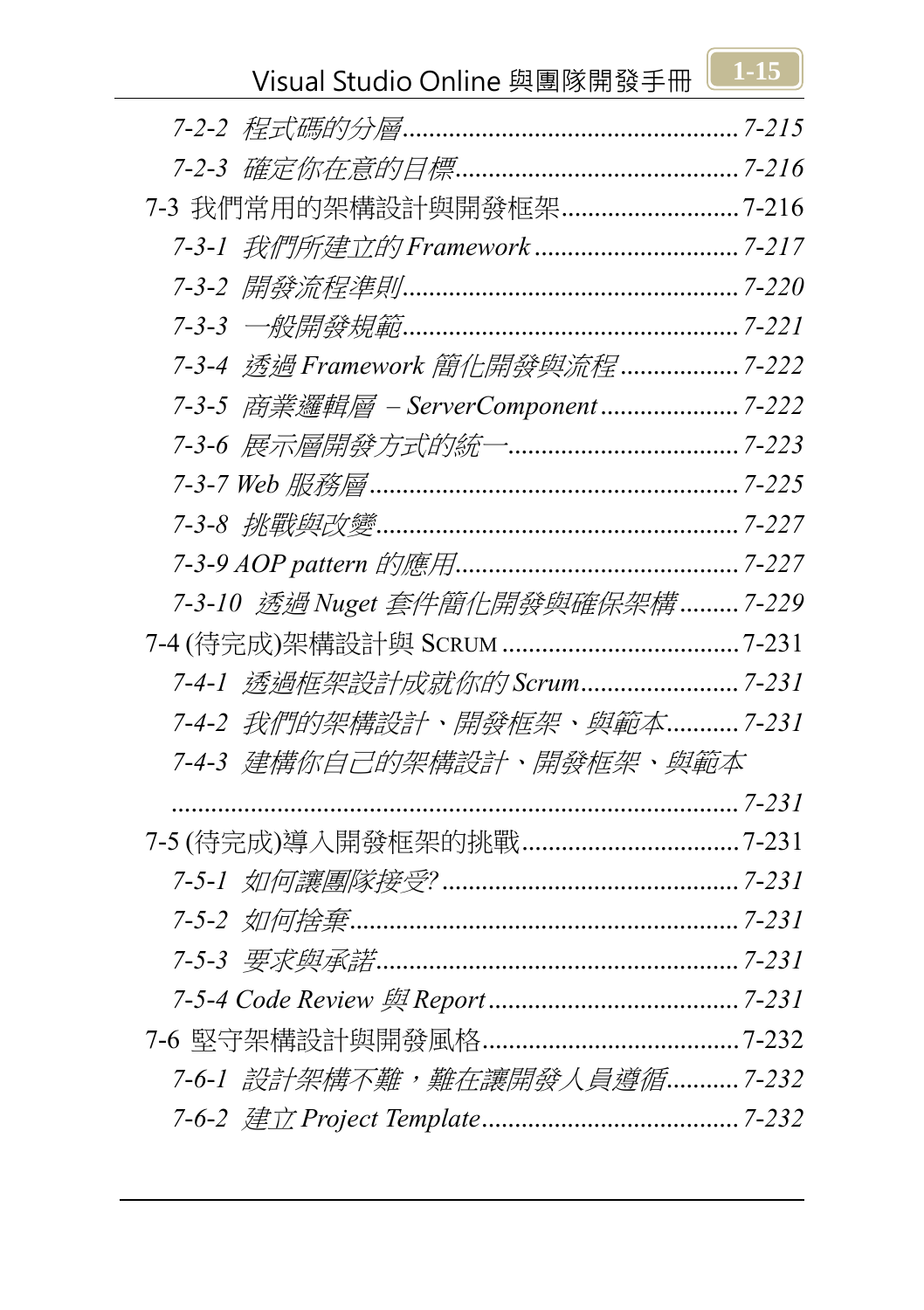*7-2-2 程式碼的分層.................................................. 7-215*

*7-2-3 確定你在意的目標.......................................... 7-216*

7-3 我們常用的架構設計與開發框架........................... 7-216

*7-3-1 我們所建立的 Framework ............................... 7-217*

*7-3-2 開發流程準則.................................................. 7-220*

*7-3-3 一般開發規範.................................................. 7-221*

*7-3-4 透過 Framework 簡化開發與流程 ................. 7-222*

*7-3-5 商業邏輯層 – ServerComponent .................... 7-222*

*7-3-6 展示層開發方式的統一.................................. 7-223*

*7-3-7 Web 服務層...................................................... 7-225*

*7-3-8 挑戰與改變...................................................... 7-227*

*7-3-9 AOP pattern 的應用.......................................... 7-227*

*7-3-10 透過 Nuget 套件簡化開發與確保架構......... 7-229*

7-4 (待完成)架構設計與 SCRUM .................................... 7-231

*7-4-1 透過框架設計成就你的 Scrum....................... 7-231*

*7-4-2 我們的架構設計、開發框架、與範本.......... 7-231*

*7-4-3 建構你自己的架構設計、開發框架、與範本 ............................................................................ 7-231*

7-5 (待完成)導入開發框架的挑戰................................. 7-231

*7-5-1 如何讓團隊接受? ............................................ 7-231*

*7-5-2 如何捨棄.......................................................... 7-231*

*7-5-3 要求與承諾...................................................... 7-231*

*7-5-4 Code Review 與 Report ...................................... 7-231*

7-6 堅守架構設計與開發風格...................................... 7-232

*7-6-1 設計架構不難，難在讓開發人員遵循.......... 7-232*

*7-6-2 建立 Project Template....................................... 7-232*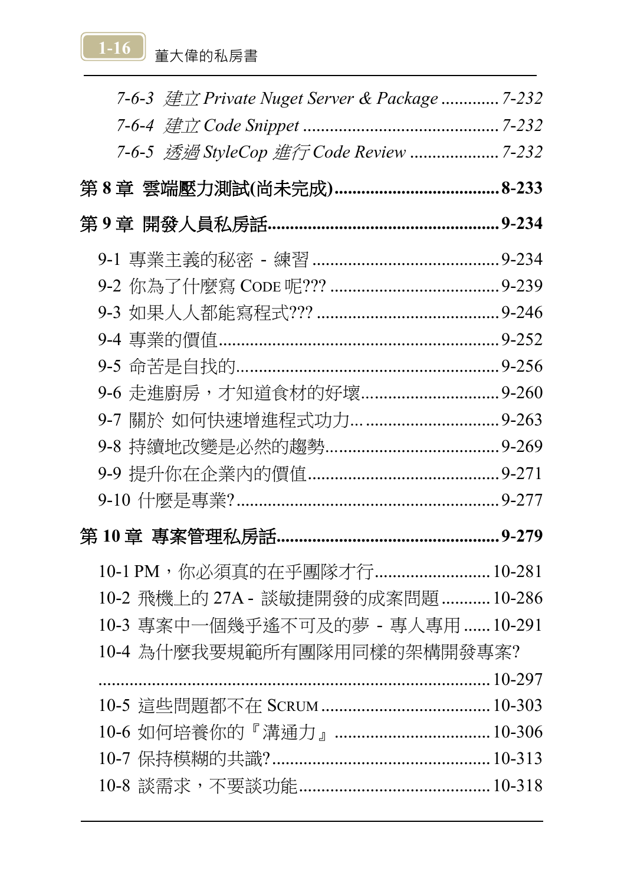*7-6-3 建立 Private Nuget Server & Package ............. 7-232*

*7-6-4 建立 Code Snippet ............................................ 7-232*

*7-6-5 透過 StyleCop 進行 Code Review .................... 7-232*

**第 8 章 雲端壓力測試(尚未完成)..................................... 8-233**

**第 9 章 開發人員私房話..................................................... 9-234**

9-1 專業主義的秘密 - 練習 .......................................... 9-234

9-2 你為了什麼寫 CODE 呢??? ...................................... 9-239

9-3 如果人人都能寫程式??? .......................................... 9-246

9-4 專業的價值............................................................... 9-252

9-5 命苦是自找的............................................................ 9-256

9-6 走進廚房，才知道食材的好壞................................ 9-260

9-7 關於 如何快速增進程式功力... ............................... 9-263

9-8 持續地改變是必然的趨勢........................................ 9-269

9-9 提升你在企業內的價值............................................ 9-271

9-10 什麼是專業?........................................................... 9-277

**第 10 章 專案管理私房話................................................. 9-279**

10-1 PM，你必須真的在乎團隊才行.......................... 10-281

10-2 飛機上的 27A - 談敏捷開發的成案問題........... 10-286

10-3 專案中一個幾乎遙不可及的夢 - 專人專用...... 10-291

10-4 為什麼我要規範所有團隊用同樣的架構開發專案?
........................................................................................ 10-297

10-5 這些問題都不在 SCRUM ...................................... 10-303

10-6 如何培養你的『溝通力』 .................................... 10-306

10-7 保持模糊的共識?................................................... 10-313

10-8 談需求，不要談功能............................................ 10-318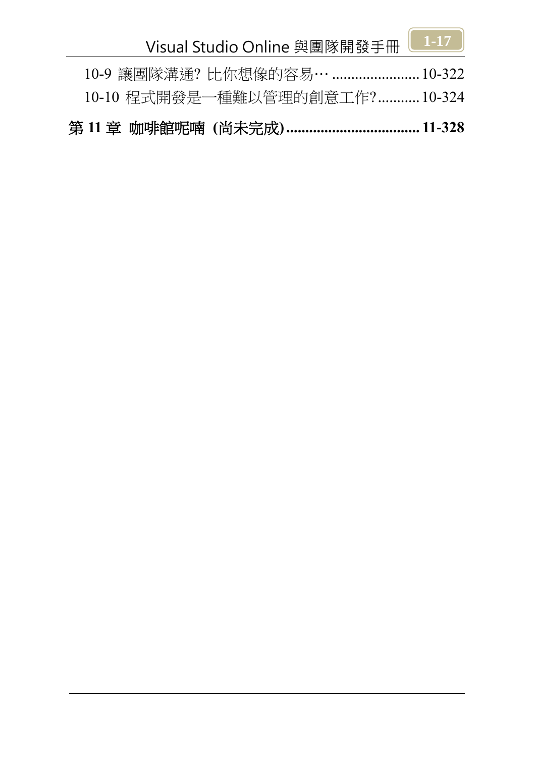10-9 讓團隊溝通? 比你想像的容易… ........................ 10-322

10-10 程式開發是一種難以管理的創意工作? ........... 10-324

**第 11 章 咖啡館呢喃 (尚未完成) ................................... 11-328**